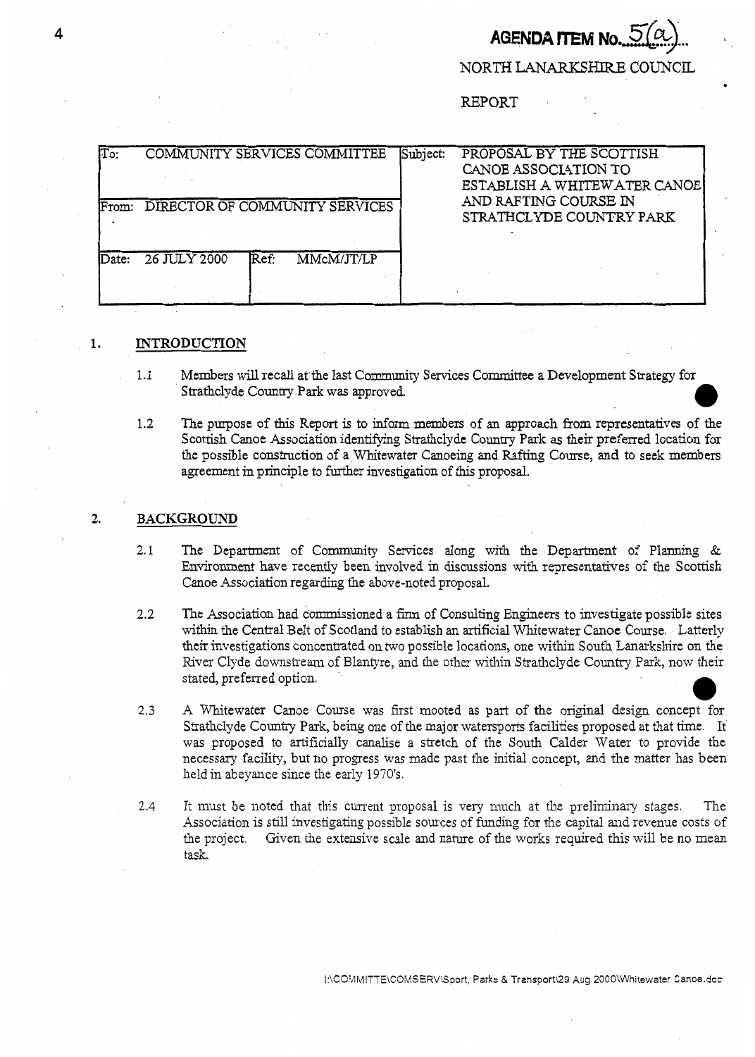**AGENDA ITEM No. 5(a)**

NORTH LANARKSHIRE COUNCIL

REPORT

| To: COMMUNITY SERVICES COMMITTEE | | Subject: PROPOSAL BY THE SCOTTISH CANOE ASSOCIATION TO ESTABLISH A WHITEWATER CANOE AND RAFTING COURSE IN STRATHCLYDE COUNTRY PARK |
|---|---|---|
| From: DIRECTOR OF COMMUNITY SERVICES | | |
| Date: 26 JULY 2000 | Ref: MMcM/JT/LP | |

## 1. INTRODUCTION

1.1 Members will recall at the last Community Services Committee a Development Strategy for Strathclyde Country Park was approved.

1.2 The purpose of this Report is to inform members of an approach from representatives of the Scottish Canoe Association identifying Strathclyde Country Park as their preferred location for the possible construction of a Whitewater Canoeing and Rafting Course, and to seek members agreement in principle to further investigation of this proposal.

## 2. BACKGROUND

2.1 The Department of Community Services along with the Department of Planning & Environment have recently been involved in discussions with representatives of the Scottish Canoe Association regarding the above-noted proposal.

2.2 The Association had commissioned a firm of Consulting Engineers to investigate possible sites within the Central Belt of Scotland to establish an artificial Whitewater Canoe Course. Latterly their investigations concentrated on two possible locations, one within South Lanarkshire on the River Clyde downstream of Blantyre, and the other within Strathclyde Country Park, now their stated, preferred option.

2.3 A Whitewater Canoe Course was first mooted as part of the original design concept for Strathclyde Country Park, being one of the major watersports facilities proposed at that time. It was proposed to artificially canalise a stretch of the South Calder Water to provide the necessary facility, but no progress was made past the initial concept, and the matter has been held in abeyance since the early 1970's.

2.4 It must be noted that this current proposal is very much at the preliminary stages. The Association is still investigating possible sources of funding for the capital and revenue costs of the project. Given the extensive scale and nature of the works required this will be no mean task.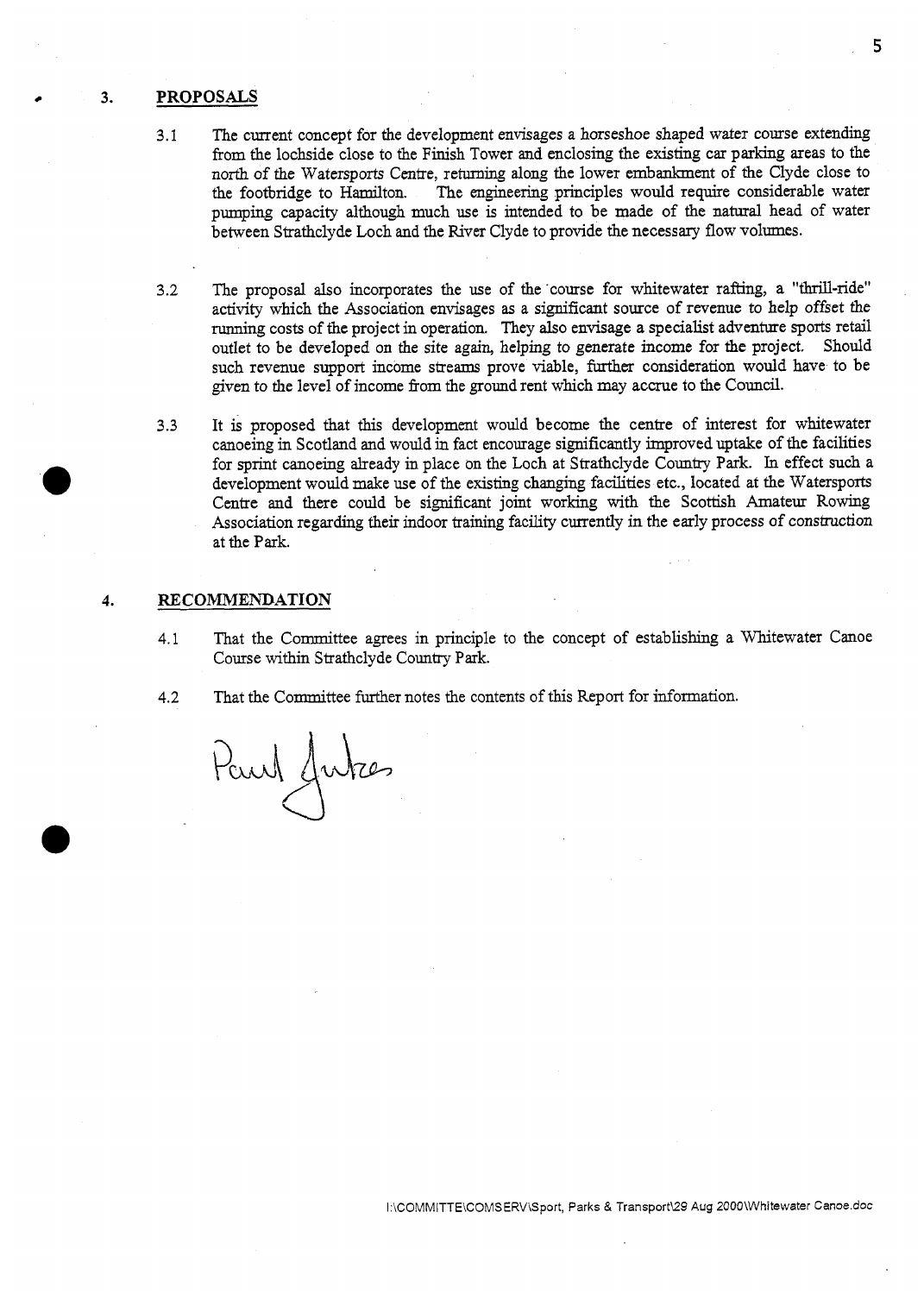## 3. PROPOSALS

3.1 The current concept for the development envisages a horseshoe shaped water course extending from the lochside close to the Finish Tower and enclosing the existing car parking areas to the north of the Watersports Centre, returning along the lower embankment of the Clyde close to the footbridge to Hamilton. The engineering principles would require considerable water pumping capacity although much use is intended to be made of the natural head of water between Strathclyde Loch and the River Clyde to provide the necessary flow volumes.

3.2 The proposal also incorporates the use of the course for whitewater rafting, a "thrill-ride" activity which the Association envisages as a significant source of revenue to help offset the running costs of the project in operation. They also envisage a specialist adventure sports retail outlet to be developed on the site again, helping to generate income for the project. Should such revenue support income streams prove viable, further consideration would have to be given to the level of income from the ground rent which may accrue to the Council.

3.3 It is proposed that this development would become the centre of interest for whitewater canoeing in Scotland and would in fact encourage significantly improved uptake of the facilities for sprint canoeing already in place on the Loch at Strathclyde Country Park. In effect such a development would make use of the existing changing facilities etc., located at the Watersports Centre and there could be significant joint working with the Scottish Amateur Rowing Association regarding their indoor training facility currently in the early process of construction at the Park.

## 4. RECOMMENDATION

4.1 That the Committee agrees in principle to the concept of establishing a Whitewater Canoe Course within Strathclyde Country Park.

4.2 That the Committee further notes the contents of this Report for information.

Paul Jukes

I:\COMMITTE\COMSERV\Sport, Parks & Transport\29 Aug 2000\Whitewater Canoe.doc